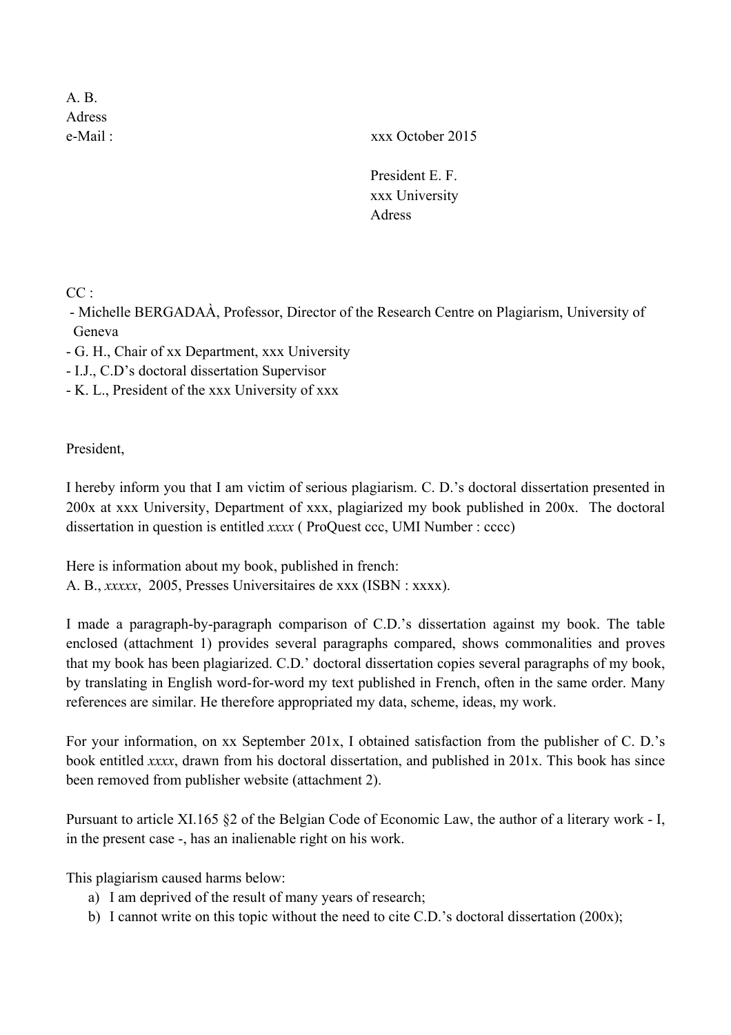A. B.
Adress
e-Mail :

xxx October 2015

President E. F.
xxx University
Adress

CC :

- Michelle BERGADAÀ, Professor, Director of the Research Centre on Plagiarism, University of Geneva
- G. H., Chair of xx Department, xxx University
- I.J., C.D's doctoral dissertation Supervisor
- K. L., President of the xxx University of xxx

President,

I hereby inform you that I am victim of serious plagiarism. C. D.'s doctoral dissertation presented in 200x at xxx University, Department of xxx, plagiarized my book published in 200x. The doctoral dissertation in question is entitled *xxxx* ( ProQuest ccc, UMI Number : cccc)

Here is information about my book, published in french:
A. B., *xxxxx*, 2005, Presses Universitaires de xxx (ISBN : xxxx).

I made a paragraph-by-paragraph comparison of C.D.'s dissertation against my book. The table enclosed (attachment 1) provides several paragraphs compared, shows commonalities and proves that my book has been plagiarized. C.D.' doctoral dissertation copies several paragraphs of my book, by translating in English word-for-word my text published in French, often in the same order. Many references are similar. He therefore appropriated my data, scheme, ideas, my work.

For your information, on xx September 201x, I obtained satisfaction from the publisher of C. D.'s book entitled *xxxx*, drawn from his doctoral dissertation, and published in 201x. This book has since been removed from publisher website (attachment 2).

Pursuant to article XI.165 §2 of the Belgian Code of Economic Law, the author of a literary work - I, in the present case -, has an inalienable right on his work.

This plagiarism caused harms below:

a) I am deprived of the result of many years of research;
b) I cannot write on this topic without the need to cite C.D.'s doctoral dissertation (200x);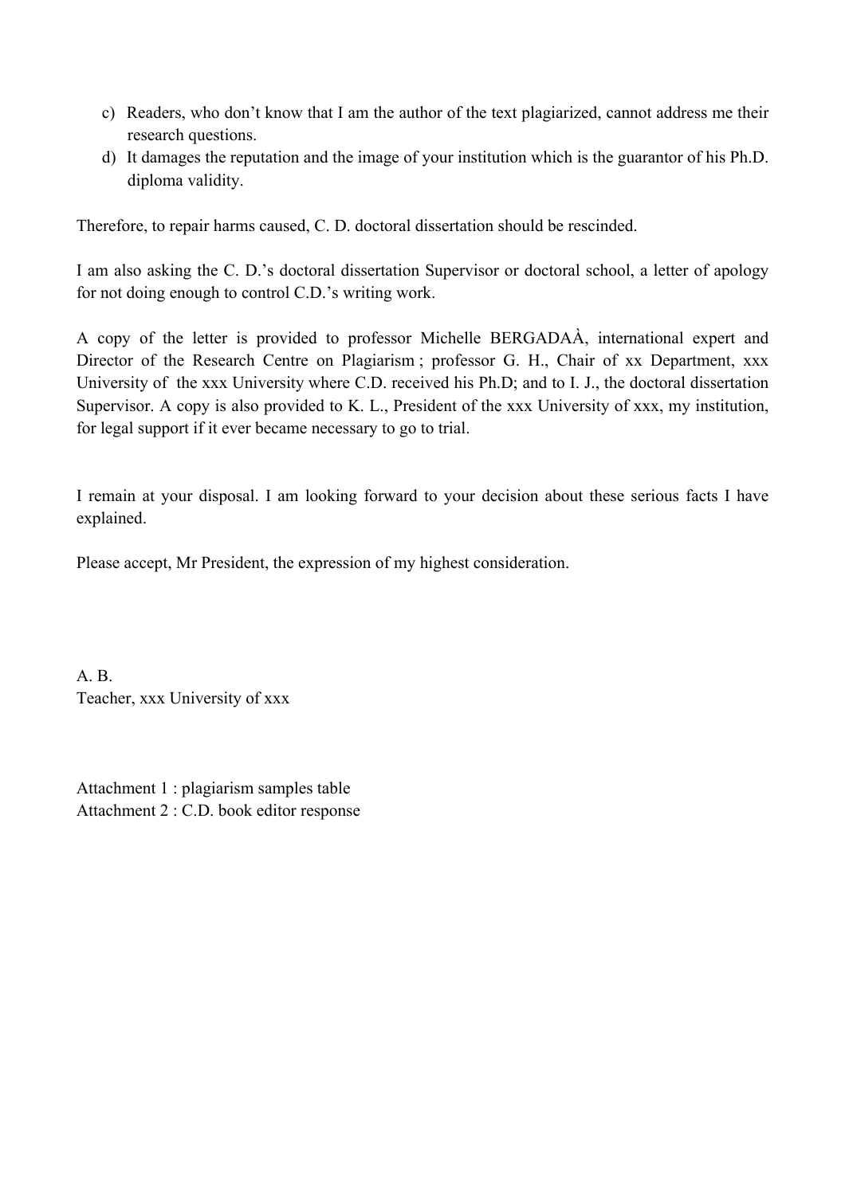c) Readers, who don't know that I am the author of the text plagiarized, cannot address me their research questions.
d) It damages the reputation and the image of your institution which is the guarantor of his Ph.D. diploma validity.

Therefore, to repair harms caused, C. D. doctoral dissertation should be rescinded.

I am also asking the C. D.'s doctoral dissertation Supervisor or doctoral school, a letter of apology for not doing enough to control C.D.'s writing work.

A copy of the letter is provided to professor Michelle BERGADAÀ, international expert and Director of the Research Centre on Plagiarism ; professor G. H., Chair of xx Department, xxx University of the xxx University where C.D. received his Ph.D; and to I. J., the doctoral dissertation Supervisor. A copy is also provided to K. L., President of the xxx University of xxx, my institution, for legal support if it ever became necessary to go to trial.

I remain at your disposal. I am looking forward to your decision about these serious facts I have explained.

Please accept, Mr President, the expression of my highest consideration.

A. B.
Teacher, xxx University of xxx

Attachment 1 : plagiarism samples table
Attachment 2 : C.D. book editor response